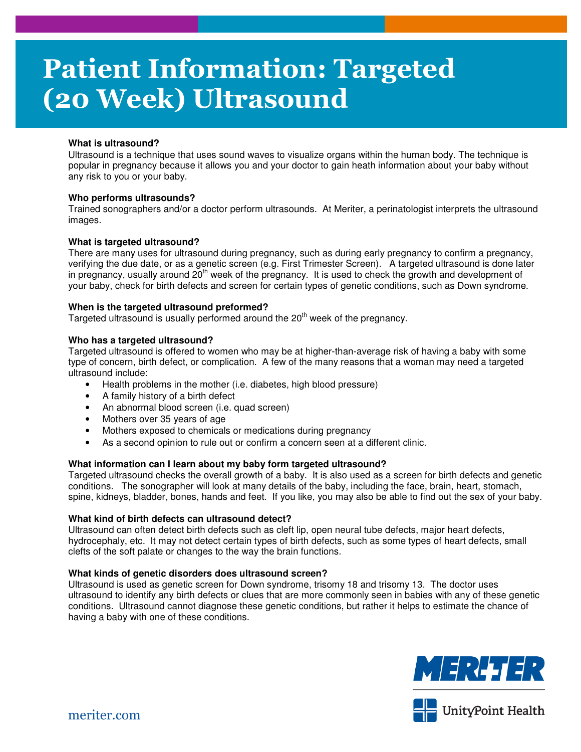# Patient Information: Targeted (20 Week) Ultrasound

**What is ultrasound?**

Ultrasound is a technique that uses sound waves to visualize organs within the human body. The technique is popular in pregnancy because it allows you and your doctor to gain heath information about your baby without any risk to you or your baby.

**Who performs ultrasounds?**

Trained sonographers and/or a doctor perform ultrasounds. At Meriter, a perinatologist interprets the ultrasound images.

**What is targeted ultrasound?**

There are many uses for ultrasound during pregnancy, such as during early pregnancy to confirm a pregnancy, verifying the due date, or as a genetic screen (e.g. First Trimester Screen). A targeted ultrasound is done later in pregnancy, usually around 20th week of the pregnancy. It is used to check the growth and development of your baby, check for birth defects and screen for certain types of genetic conditions, such as Down syndrome.

**When is the targeted ultrasound preformed?**

Targeted ultrasound is usually performed around the 20th week of the pregnancy.

**Who has a targeted ultrasound?**

Targeted ultrasound is offered to women who may be at higher-than-average risk of having a baby with some type of concern, birth defect, or complication. A few of the many reasons that a woman may need a targeted ultrasound include:

- Health problems in the mother (i.e. diabetes, high blood pressure)
- A family history of a birth defect
- An abnormal blood screen (i.e. quad screen)
- Mothers over 35 years of age
- Mothers exposed to chemicals or medications during pregnancy
- As a second opinion to rule out or confirm a concern seen at a different clinic.

**What information can I learn about my baby form targeted ultrasound?**

Targeted ultrasound checks the overall growth of a baby. It is also used as a screen for birth defects and genetic conditions. The sonographer will look at many details of the baby, including the face, brain, heart, stomach, spine, kidneys, bladder, bones, hands and feet. If you like, you may also be able to find out the sex of your baby.

**What kind of birth defects can ultrasound detect?**

Ultrasound can often detect birth defects such as cleft lip, open neural tube defects, major heart defects, hydrocephaly, etc. It may not detect certain types of birth defects, such as some types of heart defects, small clefts of the soft palate or changes to the way the brain functions.

**What kinds of genetic disorders does ultrasound screen?**

Ultrasound is used as genetic screen for Down syndrome, trisomy 18 and trisomy 13. The doctor uses ultrasound to identify any birth defects or clues that are more commonly seen in babies with any of these genetic conditions. Ultrasound cannot diagnose these genetic conditions, but rather it helps to estimate the chance of having a baby with one of these conditions.

meriter.com

MERITER

UnityPoint Health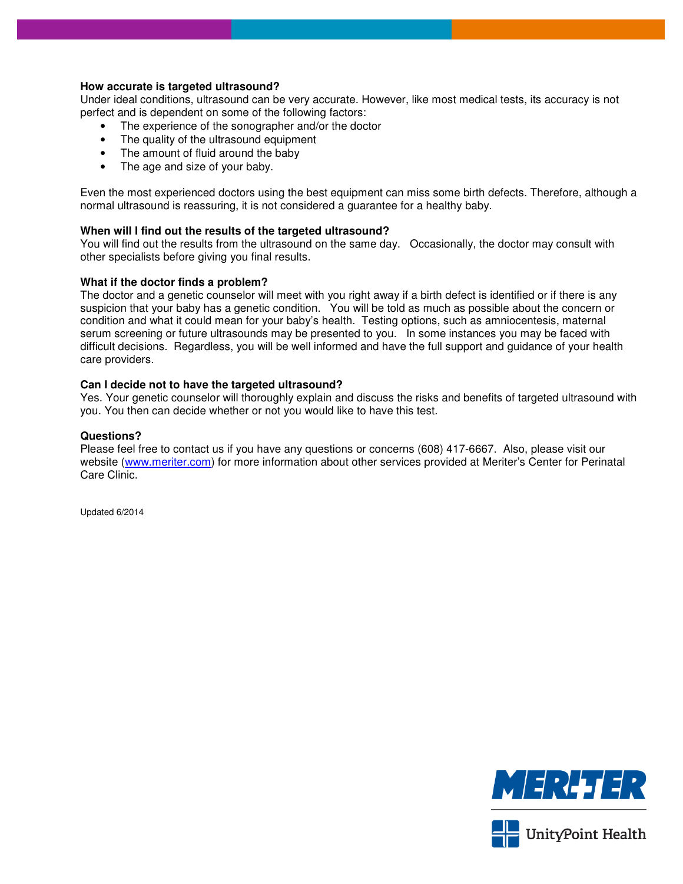**How accurate is targeted ultrasound?**

Under ideal conditions, ultrasound can be very accurate. However, like most medical tests, its accuracy is not perfect and is dependent on some of the following factors:

- The experience of the sonographer and/or the doctor
- The quality of the ultrasound equipment
- The amount of fluid around the baby
- The age and size of your baby.

Even the most experienced doctors using the best equipment can miss some birth defects. Therefore, although a normal ultrasound is reassuring, it is not considered a guarantee for a healthy baby.

**When will I find out the results of the targeted ultrasound?**

You will find out the results from the ultrasound on the same day. Occasionally, the doctor may consult with other specialists before giving you final results.

**What if the doctor finds a problem?**

The doctor and a genetic counselor will meet with you right away if a birth defect is identified or if there is any suspicion that your baby has a genetic condition. You will be told as much as possible about the concern or condition and what it could mean for your baby's health. Testing options, such as amniocentesis, maternal serum screening or future ultrasounds may be presented to you. In some instances you may be faced with difficult decisions. Regardless, you will be well informed and have the full support and guidance of your health care providers.

**Can I decide not to have the targeted ultrasound?**

Yes. Your genetic counselor will thoroughly explain and discuss the risks and benefits of targeted ultrasound with you. You then can decide whether or not you would like to have this test.

**Questions?**

Please feel free to contact us if you have any questions or concerns (608) 417-6667. Also, please visit our website (www.meriter.com) for more information about other services provided at Meriter's Center for Perinatal Care Clinic.

Updated 6/2014

MERITER

UnityPoint Health